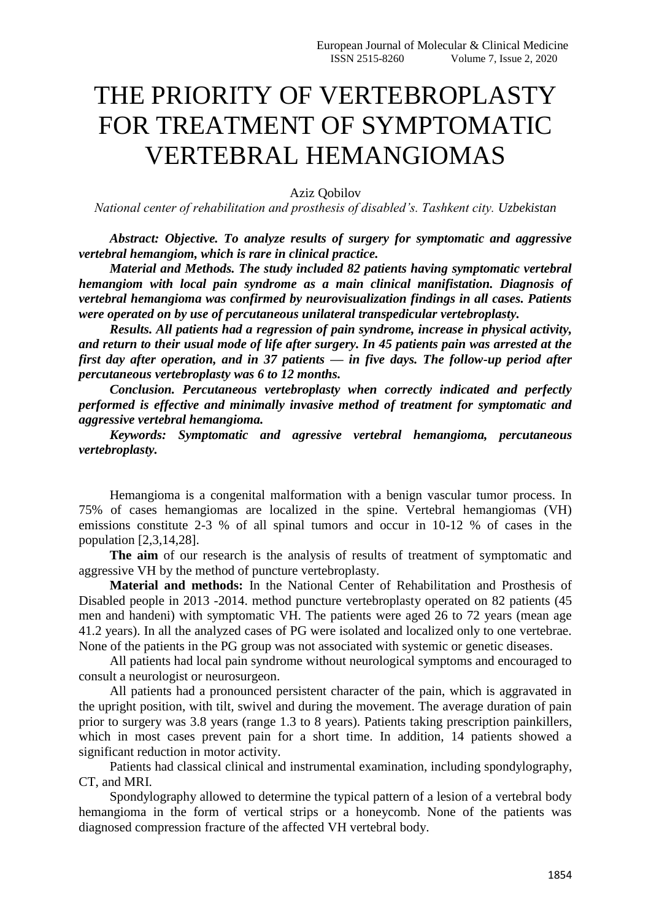# THE PRIORITY OF VERTEBROPLASTY FOR TREATMENT OF SYMPTOMATIC VERTEBRAL HEMANGIOMAS

Aziz Qobilov

*National center of rehabilitation and prosthesis of disabled's. Tashkent city. Uzbekistan*

***Abstract: Objective. To analyze results of surgery for symptomatic and aggressive vertebral hemangiom, which is rare in clinical practice.***

***Material and Methods. The study included 82 patients having symptomatic vertebral hemangiom with local pain syndrome as a main clinical manifistation. Diagnosis of vertebral hemangioma was confirmed by neurovisualization findings in all cases. Patients were operated on by use of percutaneous unilateral transpedicular vertebroplasty.***

***Results. All patients had a regression of pain syndrome, increase in physical activity, and return to their usual mode of life after surgery. In 45 patients pain was arrested at the first day after operation, and in 37 patients — in five days. The follow-up period after percutaneous vertebroplasty was 6 to 12 months.***

***Conclusion. Percutaneous vertebroplasty when correctly indicated and perfectly performed is effective and minimally invasive method of treatment for symptomatic and aggressive vertebral hemangioma.***

***Keywords: Symptomatic and agressive vertebral hemangioma, percutaneous vertebroplasty.***

Hemangioma is a congenital malformation with a benign vascular tumor process. In 75% of cases hemangiomas are localized in the spine. Vertebral hemangiomas (VH) emissions constitute 2-3 % of all spinal tumors and occur in 10-12 % of cases in the population [2,3,14,28].

**The aim** of our research is the analysis of results of treatment of symptomatic and aggressive VH by the method of puncture vertebroplasty.

**Material and methods:** In the National Center of Rehabilitation and Prosthesis of Disabled people in 2013 -2014. method puncture vertebroplasty operated on 82 patients (45 men and handeni) with symptomatic VH. The patients were aged 26 to 72 years (mean age 41.2 years). In all the analyzed cases of PG were isolated and localized only to one vertebrae. None of the patients in the PG group was not associated with systemic or genetic diseases.

All patients had local pain syndrome without neurological symptoms and encouraged to consult a neurologist or neurosurgeon.

All patients had a pronounced persistent character of the pain, which is aggravated in the upright position, with tilt, swivel and during the movement. The average duration of pain prior to surgery was 3.8 years (range 1.3 to 8 years). Patients taking prescription painkillers, which in most cases prevent pain for a short time. In addition, 14 patients showed a significant reduction in motor activity.

Patients had classical clinical and instrumental examination, including spondylography, CT, and MRI.

Spondylography allowed to determine the typical pattern of a lesion of a vertebral body hemangioma in the form of vertical strips or a honeycomb. None of the patients was diagnosed compression fracture of the affected VH vertebral body.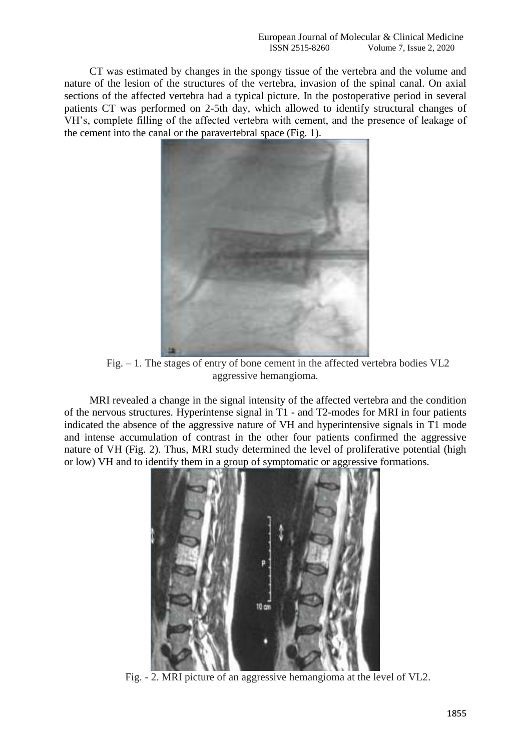CT was estimated by changes in the spongy tissue of the vertebra and the volume and nature of the lesion of the structures of the vertebra, invasion of the spinal canal. On axial sections of the affected vertebra had a typical picture. In the postoperative period in several patients CT was performed on 2-5th day, which allowed to identify structural changes of VH's, complete filling of the affected vertebra with cement, and the presence of leakage of the cement into the canal or the paravertebral space (Fig. 1).

Fig. – 1. The stages of entry of bone cement in the affected vertebra bodies VL2 aggressive hemangioma.

MRI revealed a change in the signal intensity of the affected vertebra and the condition of the nervous structures. Hyperintense signal in T1 - and T2-modes for MRI in four patients indicated the absence of the aggressive nature of VH and hyperintensive signals in T1 mode and intense accumulation of contrast in the other four patients confirmed the aggressive nature of VH (Fig. 2). Thus, MRI study determined the level of proliferative potential (high or low) VH and to identify them in a group of symptomatic or aggressive formations.

Fig. - 2. MRI picture of an aggressive hemangioma at the level of VL2.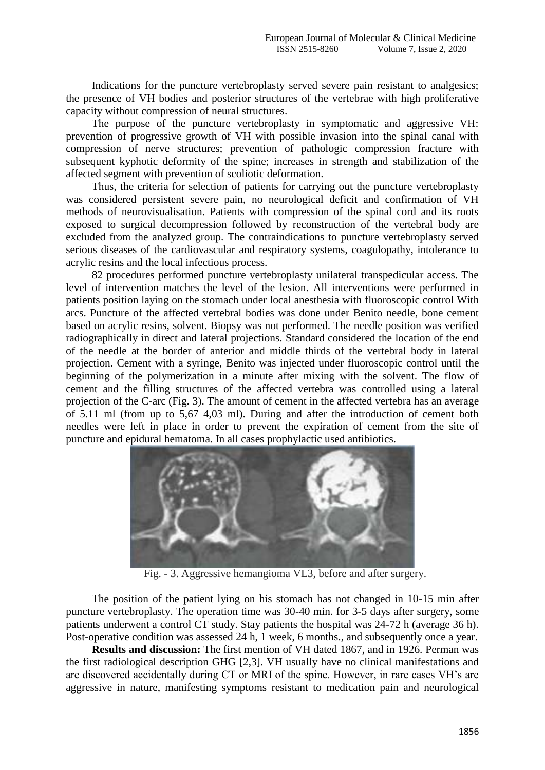Indications for the puncture vertebroplasty served severe pain resistant to analgesics; the presence of VH bodies and posterior structures of the vertebrae with high proliferative capacity without compression of neural structures.

The purpose of the puncture vertebroplasty in symptomatic and aggressive VH: prevention of progressive growth of VH with possible invasion into the spinal canal with compression of nerve structures; prevention of pathologic compression fracture with subsequent kyphotic deformity of the spine; increases in strength and stabilization of the affected segment with prevention of scoliotic deformation.

Thus, the criteria for selection of patients for carrying out the puncture vertebroplasty was considered persistent severe pain, no neurological deficit and confirmation of VH methods of neurovisualisation. Patients with compression of the spinal cord and its roots exposed to surgical decompression followed by reconstruction of the vertebral body are excluded from the analyzed group. The contraindications to puncture vertebroplasty served serious diseases of the cardiovascular and respiratory systems, coagulopathy, intolerance to acrylic resins and the local infectious process.

82 procedures performed puncture vertebroplasty unilateral transpedicular access. The level of intervention matches the level of the lesion. All interventions were performed in patients position laying on the stomach under local anesthesia with fluoroscopic control With arcs. Puncture of the affected vertebral bodies was done under Benito needle, bone cement based on acrylic resins, solvent. Biopsy was not performed. The needle position was verified radiographically in direct and lateral projections. Standard considered the location of the end of the needle at the border of anterior and middle thirds of the vertebral body in lateral projection. Cement with a syringe, Benito was injected under fluoroscopic control until the beginning of the polymerization in a minute after mixing with the solvent. The flow of cement and the filling structures of the affected vertebra was controlled using a lateral projection of the C-arc (Fig. 3). The amount of cement in the affected vertebra has an average of 5.11 ml (from up to 5,67 4,03 ml). During and after the introduction of cement both needles were left in place in order to prevent the expiration of cement from the site of puncture and epidural hematoma. In all cases prophylactic used antibiotics.

Fig. - 3. Aggressive hemangioma VL3, before and after surgery.

The position of the patient lying on his stomach has not changed in 10-15 min after puncture vertebroplasty. The operation time was 30-40 min. for 3-5 days after surgery, some patients underwent a control CT study. Stay patients the hospital was 24-72 h (average 36 h). Post-operative condition was assessed 24 h, 1 week, 6 months., and subsequently once a year.

**Results and discussion:** The first mention of VH dated 1867, and in 1926. Perman was the first radiological description GHG [2,3]. VH usually have no clinical manifestations and are discovered accidentally during CT or MRI of the spine. However, in rare cases VH's are aggressive in nature, manifesting symptoms resistant to medication pain and neurological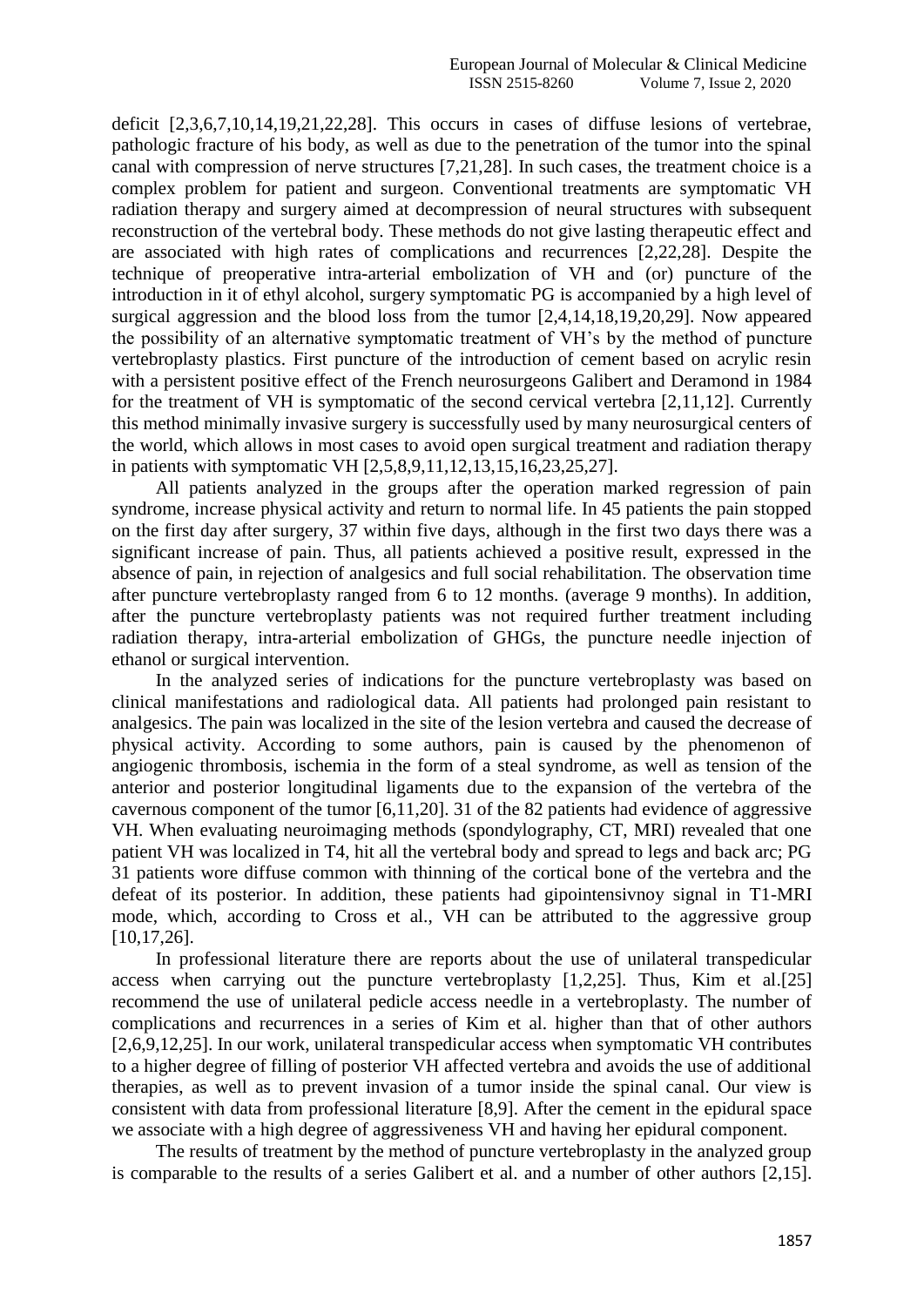deficit [2,3,6,7,10,14,19,21,22,28]. This occurs in cases of diffuse lesions of vertebrae, pathologic fracture of his body, as well as due to the penetration of the tumor into the spinal canal with compression of nerve structures [7,21,28]. In such cases, the treatment choice is a complex problem for patient and surgeon. Conventional treatments are symptomatic VH radiation therapy and surgery aimed at decompression of neural structures with subsequent reconstruction of the vertebral body. These methods do not give lasting therapeutic effect and are associated with high rates of complications and recurrences [2,22,28]. Despite the technique of preoperative intra-arterial embolization of VH and (or) puncture of the introduction in it of ethyl alcohol, surgery symptomatic PG is accompanied by a high level of surgical aggression and the blood loss from the tumor [2,4,14,18,19,20,29]. Now appeared the possibility of an alternative symptomatic treatment of VH's by the method of puncture vertebroplasty plastics. First puncture of the introduction of cement based on acrylic resin with a persistent positive effect of the French neurosurgeons Galibert and Deramond in 1984 for the treatment of VH is symptomatic of the second cervical vertebra [2,11,12]. Currently this method minimally invasive surgery is successfully used by many neurosurgical centers of the world, which allows in most cases to avoid open surgical treatment and radiation therapy in patients with symptomatic VH [2,5,8,9,11,12,13,15,16,23,25,27].

All patients analyzed in the groups after the operation marked regression of pain syndrome, increase physical activity and return to normal life. In 45 patients the pain stopped on the first day after surgery, 37 within five days, although in the first two days there was a significant increase of pain. Thus, all patients achieved a positive result, expressed in the absence of pain, in rejection of analgesics and full social rehabilitation. The observation time after puncture vertebroplasty ranged from 6 to 12 months. (average 9 months). In addition, after the puncture vertebroplasty patients was not required further treatment including radiation therapy, intra-arterial embolization of GHGs, the puncture needle injection of ethanol or surgical intervention.

In the analyzed series of indications for the puncture vertebroplasty was based on clinical manifestations and radiological data. All patients had prolonged pain resistant to analgesics. The pain was localized in the site of the lesion vertebra and caused the decrease of physical activity. According to some authors, pain is caused by the phenomenon of angiogenic thrombosis, ischemia in the form of a steal syndrome, as well as tension of the anterior and posterior longitudinal ligaments due to the expansion of the vertebra of the cavernous component of the tumor [6,11,20]. 31 of the 82 patients had evidence of aggressive VH. When evaluating neuroimaging methods (spondylography, CT, MRI) revealed that one patient VH was localized in T4, hit all the vertebral body and spread to legs and back arc; PG 31 patients wore diffuse common with thinning of the cortical bone of the vertebra and the defeat of its posterior. In addition, these patients had gipointensivnoy signal in T1-MRI mode, which, according to Cross et al., VH can be attributed to the aggressive group [10,17,26].

In professional literature there are reports about the use of unilateral transpedicular access when carrying out the puncture vertebroplasty [1,2,25]. Thus, Kim et al.[25] recommend the use of unilateral pedicle access needle in a vertebroplasty. The number of complications and recurrences in a series of Kim et al. higher than that of other authors [2,6,9,12,25]. In our work, unilateral transpedicular access when symptomatic VH contributes to a higher degree of filling of posterior VH affected vertebra and avoids the use of additional therapies, as well as to prevent invasion of a tumor inside the spinal canal. Our view is consistent with data from professional literature [8,9]. After the cement in the epidural space we associate with a high degree of aggressiveness VH and having her epidural component.

The results of treatment by the method of puncture vertebroplasty in the analyzed group is comparable to the results of a series Galibert et al. and a number of other authors [2,15].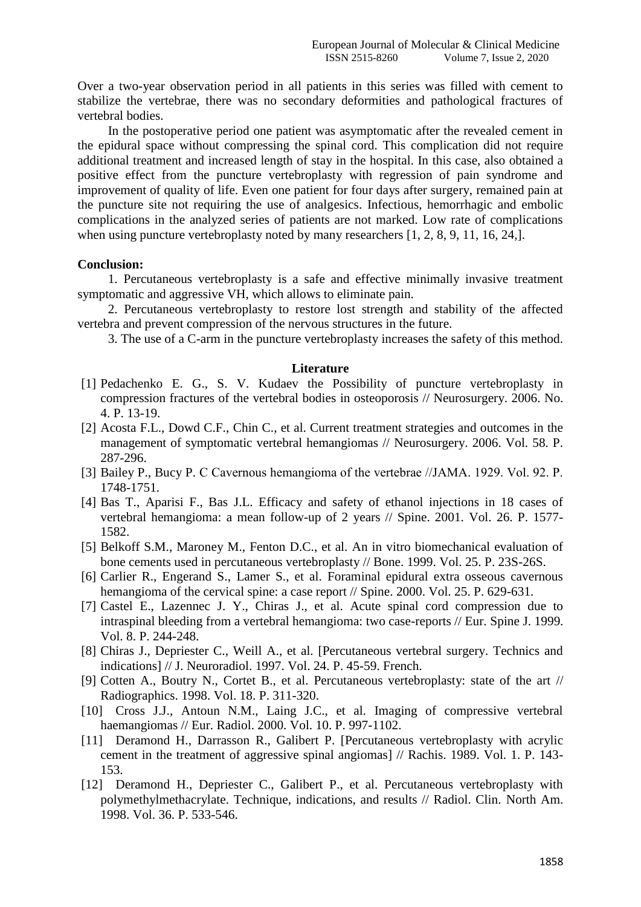Over a two-year observation period in all patients in this series was filled with cement to stabilize the vertebrae, there was no secondary deformities and pathological fractures of vertebral bodies.

In the postoperative period one patient was asymptomatic after the revealed cement in the epidural space without compressing the spinal cord. This complication did not require additional treatment and increased length of stay in the hospital. In this case, also obtained a positive effect from the puncture vertebroplasty with regression of pain syndrome and improvement of quality of life. Even one patient for four days after surgery, remained pain at the puncture site not requiring the use of analgesics. Infectious, hemorrhagic and embolic complications in the analyzed series of patients are not marked. Low rate of complications when using puncture vertebroplasty noted by many researchers [1, 2, 8, 9, 11, 16, 24,].

**Conclusion:**

1. Percutaneous vertebroplasty is a safe and effective minimally invasive treatment symptomatic and aggressive VH, which allows to eliminate pain.

2. Percutaneous vertebroplasty to restore lost strength and stability of the affected vertebra and prevent compression of the nervous structures in the future.

3. The use of a C-arm in the puncture vertebroplasty increases the safety of this method.

## Literature

[1] Pedachenko E. G., S. V. Kudaev the Possibility of puncture vertebroplasty in compression fractures of the vertebral bodies in osteoporosis // Neurosurgery. 2006. No. 4. P. 13-19.

[2] Acosta F.L., Dowd C.F., Chin C., et al. Current treatment strategies and outcomes in the management of symptomatic vertebral hemangiomas // Neurosurgery. 2006. Vol. 58. P. 287-296.

[3] Bailey P., Bucy P. C Cavernous hemangioma of the vertebrae //JAMA. 1929. Vol. 92. P. 1748-1751.

[4] Bas T., Aparisi F., Bas J.L. Efficacy and safety of ethanol injections in 18 cases of vertebral hemangioma: a mean follow-up of 2 years // Spine. 2001. Vol. 26. P. 1577-1582.

[5] Belkoff S.M., Maroney M., Fenton D.C., et al. An in vitro biomechanical evaluation of bone cements used in percutaneous vertebroplasty // Bone. 1999. Vol. 25. P. 23S-26S.

[6] Carlier R., Engerand S., Lamer S., et al. Foraminal epidural extra osseous cavernous hemangioma of the cervical spine: a case report // Spine. 2000. Vol. 25. P. 629-631.

[7] Castel E., Lazennec J. Y., Chiras J., et al. Acute spinal cord compression due to intraspinal bleeding from a vertebral hemangioma: two case-reports // Eur. Spine J. 1999. Vol. 8. P. 244-248.

[8] Chiras J., Depriester C., Weill A., et al. [Percutaneous vertebral surgery. Technics and indications] // J. Neuroradiol. 1997. Vol. 24. P. 45-59. French.

[9] Cotten A., Boutry N., Cortet B., et al. Percutaneous vertebroplasty: state of the art // Radiographics. 1998. Vol. 18. P. 311-320.

[10] Cross J.J., Antoun N.M., Laing J.C., et al. Imaging of compressive vertebral haemangiomas // Eur. Radiol. 2000. Vol. 10. P. 997-1102.

[11] Deramond H., Darrasson R., Galibert P. [Percutaneous vertebroplasty with acrylic cement in the treatment of aggressive spinal angiomas] // Rachis. 1989. Vol. 1. P. 143-153.

[12] Deramond H., Depriester C., Galibert P., et al. Percutaneous vertebroplasty with polymethylmethacrylate. Technique, indications, and results // Radiol. Clin. North Am. 1998. Vol. 36. P. 533-546.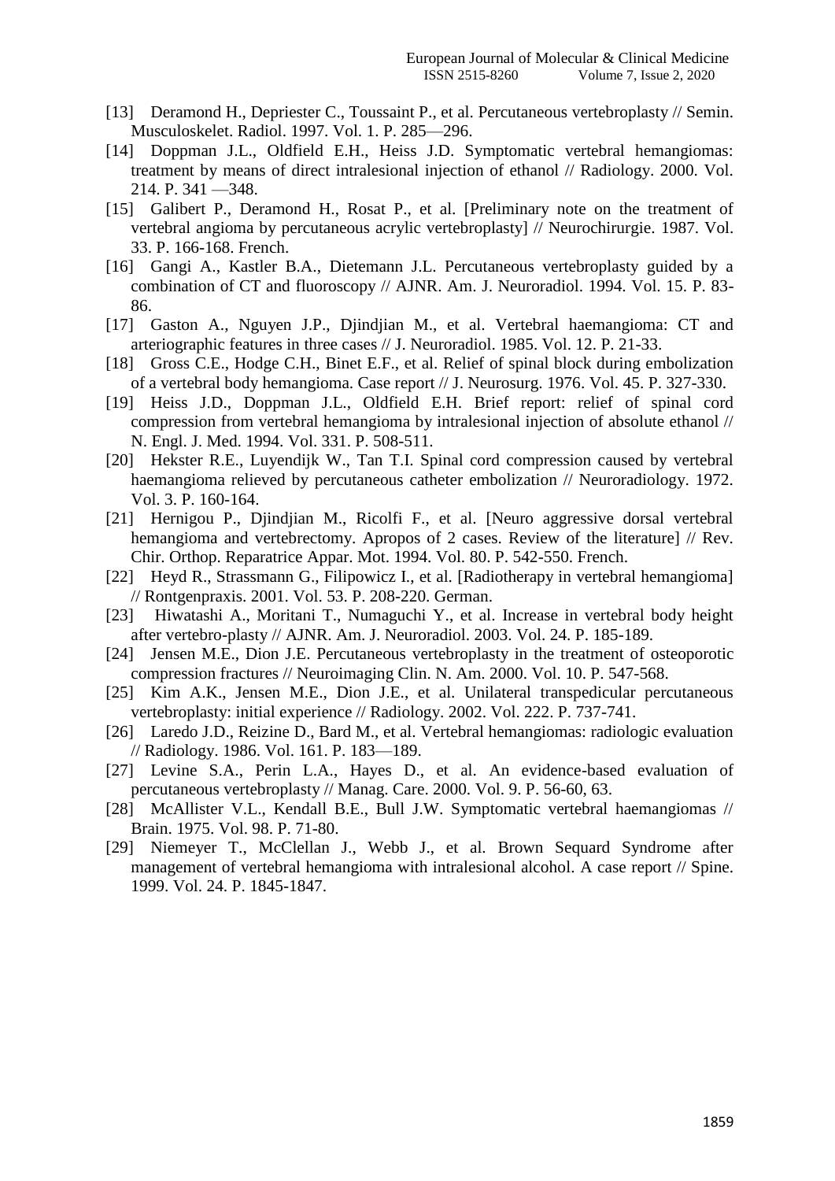[13] Deramond H., Depriester C., Toussaint P., et al. Percutaneous vertebroplasty // Semin. Musculoskelet. Radiol. 1997. Vol. 1. P. 285—296.

[14] Doppman J.L., Oldfield E.H., Heiss J.D. Symptomatic vertebral hemangiomas: treatment by means of direct intralesional injection of ethanol // Radiology. 2000. Vol. 214. P. 341 —348.

[15] Galibert P., Deramond H., Rosat P., et al. [Preliminary note on the treatment of vertebral angioma by percutaneous acrylic vertebroplasty] // Neurochirurgie. 1987. Vol. 33. P. 166-168. French.

[16] Gangi A., Kastler B.A., Dietemann J.L. Percutaneous vertebroplasty guided by a combination of CT and fluoroscopy // AJNR. Am. J. Neuroradiol. 1994. Vol. 15. P. 83-86.

[17] Gaston A., Nguyen J.P., Djindjian M., et al. Vertebral haemangioma: CT and arteriographic features in three cases // J. Neuroradiol. 1985. Vol. 12. P. 21-33.

[18] Gross C.E., Hodge C.H., Binet E.F., et al. Relief of spinal block during embolization of a vertebral body hemangioma. Case report // J. Neurosurg. 1976. Vol. 45. P. 327-330.

[19] Heiss J.D., Doppman J.L., Oldfield E.H. Brief report: relief of spinal cord compression from vertebral hemangioma by intralesional injection of absolute ethanol // N. Engl. J. Med. 1994. Vol. 331. P. 508-511.

[20] Hekster R.E., Luyendijk W., Tan T.I. Spinal cord compression caused by vertebral haemangioma relieved by percutaneous catheter embolization // Neuroradiology. 1972. Vol. 3. P. 160-164.

[21] Hernigou P., Djindjian M., Ricolfi F., et al. [Neuro aggressive dorsal vertebral hemangioma and vertebrectomy. Apropos of 2 cases. Review of the literature] // Rev. Chir. Orthop. Reparatrice Appar. Mot. 1994. Vol. 80. P. 542-550. French.

[22] Heyd R., Strassmann G., Filipowicz I., et al. [Radiotherapy in vertebral hemangioma] // Rontgenpraxis. 2001. Vol. 53. P. 208-220. German.

[23] Hiwatashi A., Moritani T., Numaguchi Y., et al. Increase in vertebral body height after vertebro-plasty // AJNR. Am. J. Neuroradiol. 2003. Vol. 24. P. 185-189.

[24] Jensen M.E., Dion J.E. Percutaneous vertebroplasty in the treatment of osteoporotic compression fractures // Neuroimaging Clin. N. Am. 2000. Vol. 10. P. 547-568.

[25] Kim A.K., Jensen M.E., Dion J.E., et al. Unilateral transpedicular percutaneous vertebroplasty: initial experience // Radiology. 2002. Vol. 222. P. 737-741.

[26] Laredo J.D., Reizine D., Bard M., et al. Vertebral hemangiomas: radiologic evaluation // Radiology. 1986. Vol. 161. P. 183—189.

[27] Levine S.A., Perin L.A., Hayes D., et al. An evidence-based evaluation of percutaneous vertebroplasty // Manag. Care. 2000. Vol. 9. P. 56-60, 63.

[28] McAllister V.L., Kendall B.E., Bull J.W. Symptomatic vertebral haemangiomas // Brain. 1975. Vol. 98. P. 71-80.

[29] Niemeyer T., McClellan J., Webb J., et al. Brown Sequard Syndrome after management of vertebral hemangioma with intralesional alcohol. A case report // Spine. 1999. Vol. 24. P. 1845-1847.